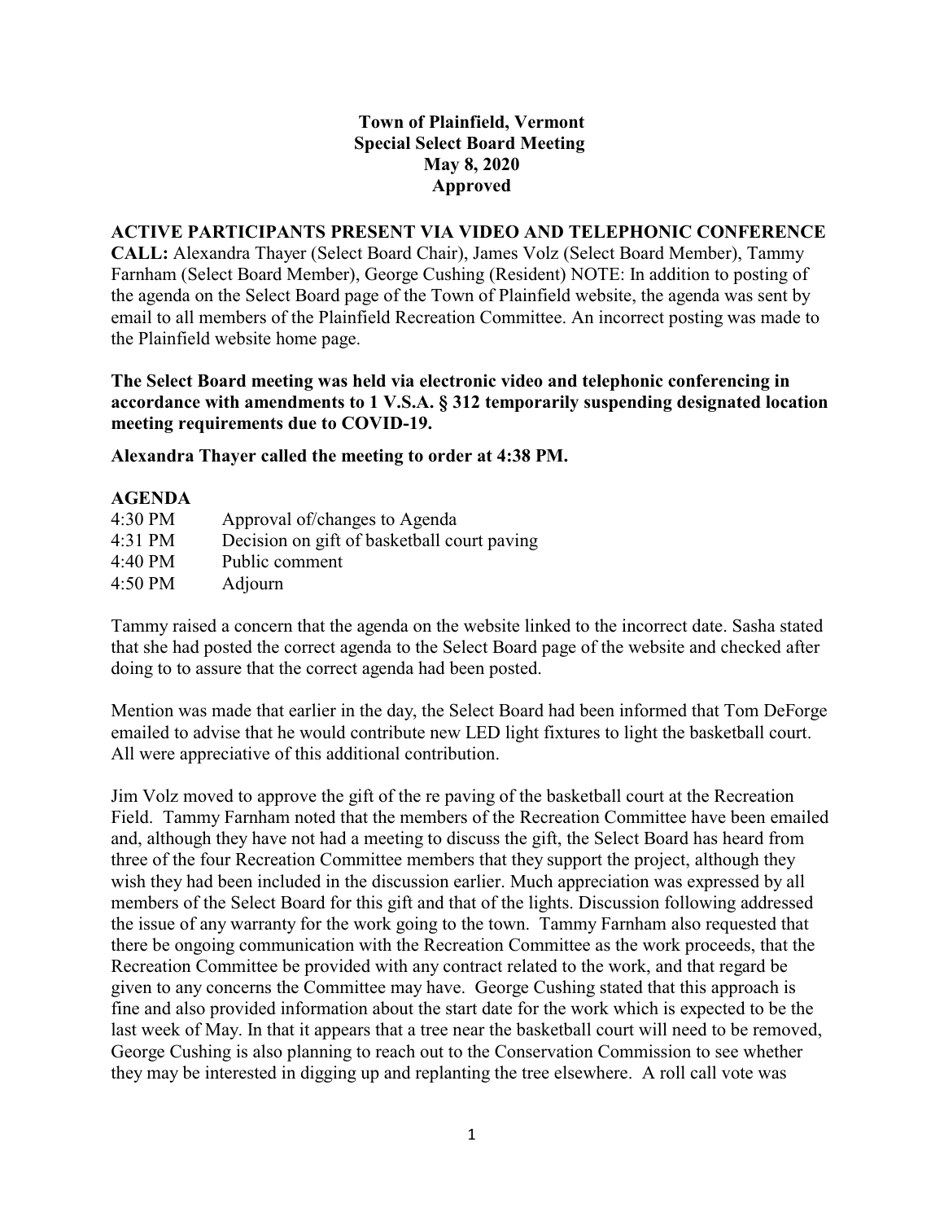**Town of Plainfield, Vermont**
**Special Select Board Meeting**
**May 8, 2020**
**Approved**

**ACTIVE PARTICIPANTS PRESENT VIA VIDEO AND TELEPHONIC CONFERENCE CALL:** Alexandra Thayer (Select Board Chair), James Volz (Select Board Member), Tammy Farnham (Select Board Member), George Cushing (Resident) NOTE: In addition to posting of the agenda on the Select Board page of the Town of Plainfield website, the agenda was sent by email to all members of the Plainfield Recreation Committee. An incorrect posting was made to the Plainfield website home page.

**The Select Board meeting was held via electronic video and telephonic conferencing in accordance with amendments to 1 V.S.A. § 312 temporarily suspending designated location meeting requirements due to COVID-19.**

**Alexandra Thayer called the meeting to order at 4:38 PM.**

**AGENDA**

| | |
|---|---|
| 4:30 PM | Approval of/changes to Agenda |
| 4:31 PM | Decision on gift of basketball court paving |
| 4:40 PM | Public comment |
| 4:50 PM | Adjourn |

Tammy raised a concern that the agenda on the website linked to the incorrect date. Sasha stated that she had posted the correct agenda to the Select Board page of the website and checked after doing to to assure that the correct agenda had been posted.

Mention was made that earlier in the day, the Select Board had been informed that Tom DeForge emailed to advise that he would contribute new LED light fixtures to light the basketball court. All were appreciative of this additional contribution.

Jim Volz moved to approve the gift of the re paving of the basketball court at the Recreation Field. Tammy Farnham noted that the members of the Recreation Committee have been emailed and, although they have not had a meeting to discuss the gift, the Select Board has heard from three of the four Recreation Committee members that they support the project, although they wish they had been included in the discussion earlier. Much appreciation was expressed by all members of the Select Board for this gift and that of the lights. Discussion following addressed the issue of any warranty for the work going to the town. Tammy Farnham also requested that there be ongoing communication with the Recreation Committee as the work proceeds, that the Recreation Committee be provided with any contract related to the work, and that regard be given to any concerns the Committee may have. George Cushing stated that this approach is fine and also provided information about the start date for the work which is expected to be the last week of May. In that it appears that a tree near the basketball court will need to be removed, George Cushing is also planning to reach out to the Conservation Commission to see whether they may be interested in digging up and replanting the tree elsewhere. A roll call vote was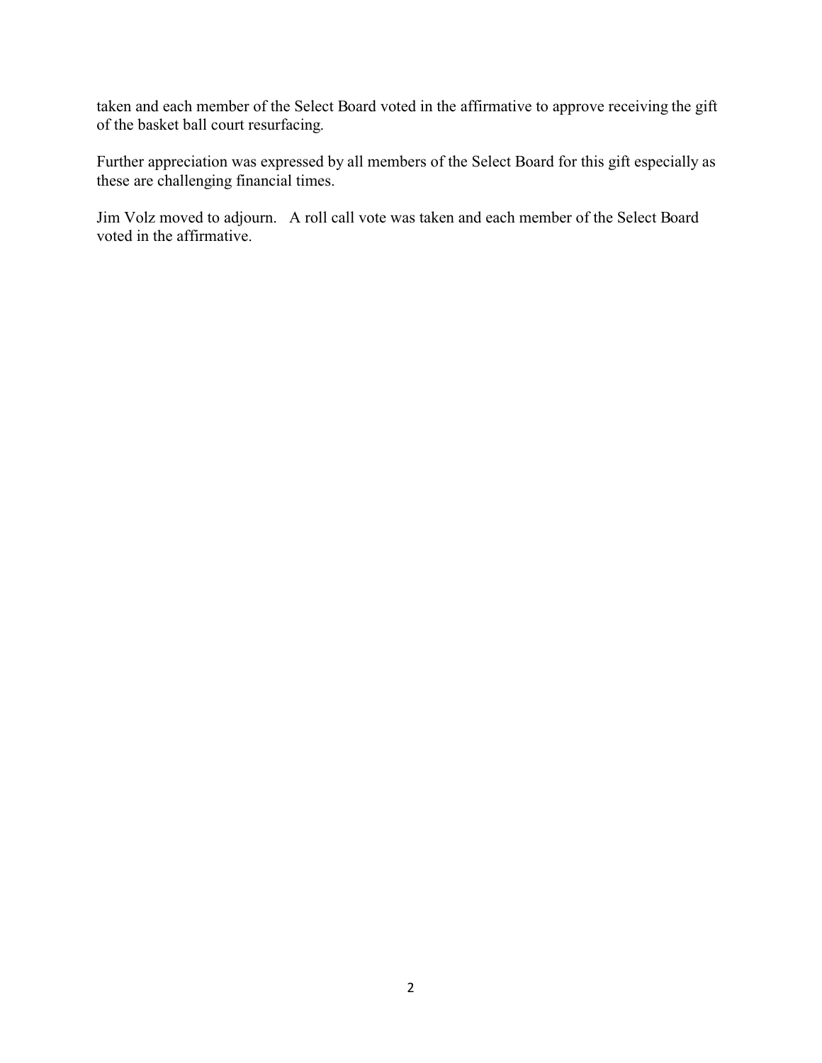taken and each member of the Select Board voted in the affirmative to approve receiving the gift of the basket ball court resurfacing.

Further appreciation was expressed by all members of the Select Board for this gift especially as these are challenging financial times.

Jim Volz moved to adjourn. A roll call vote was taken and each member of the Select Board voted in the affirmative.